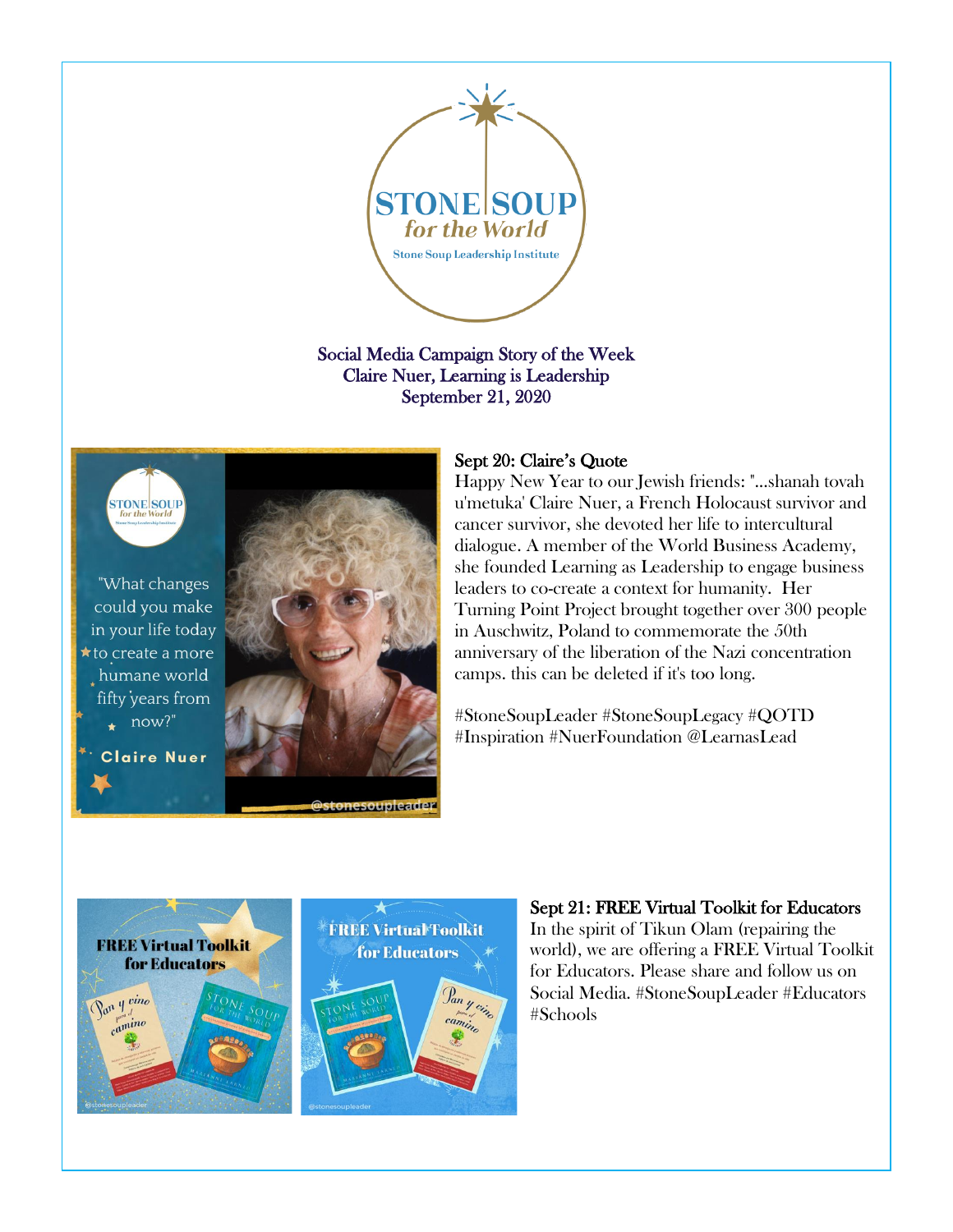Social Media Campaign Story of the Week
Claire Nuer, Learning is Leadership
September 21, 2020

## Sept 20: Claire's Quote

Happy New Year to our Jewish friends: "...shanah tovah u'metuka' Claire Nuer, a French Holocaust survivor and cancer survivor, she devoted her life to intercultural dialogue. A member of the World Business Academy, she founded Learning as Leadership to engage business leaders to co-create a context for humanity. Her Turning Point Project brought together over 300 people in Auschwitz, Poland to commemorate the 50th anniversary of the liberation of the Nazi concentration camps. this can be deleted if it's too long.

#StoneSoupLeader #StoneSoupLegacy #QOTD #Inspiration #NuerFoundation @LearnasLead

## Sept 21: FREE Virtual Toolkit for Educators

In the spirit of Tikun Olam (repairing the world), we are offering a FREE Virtual Toolkit for Educators. Please share and follow us on Social Media. #StoneSoupLeader #Educators #Schools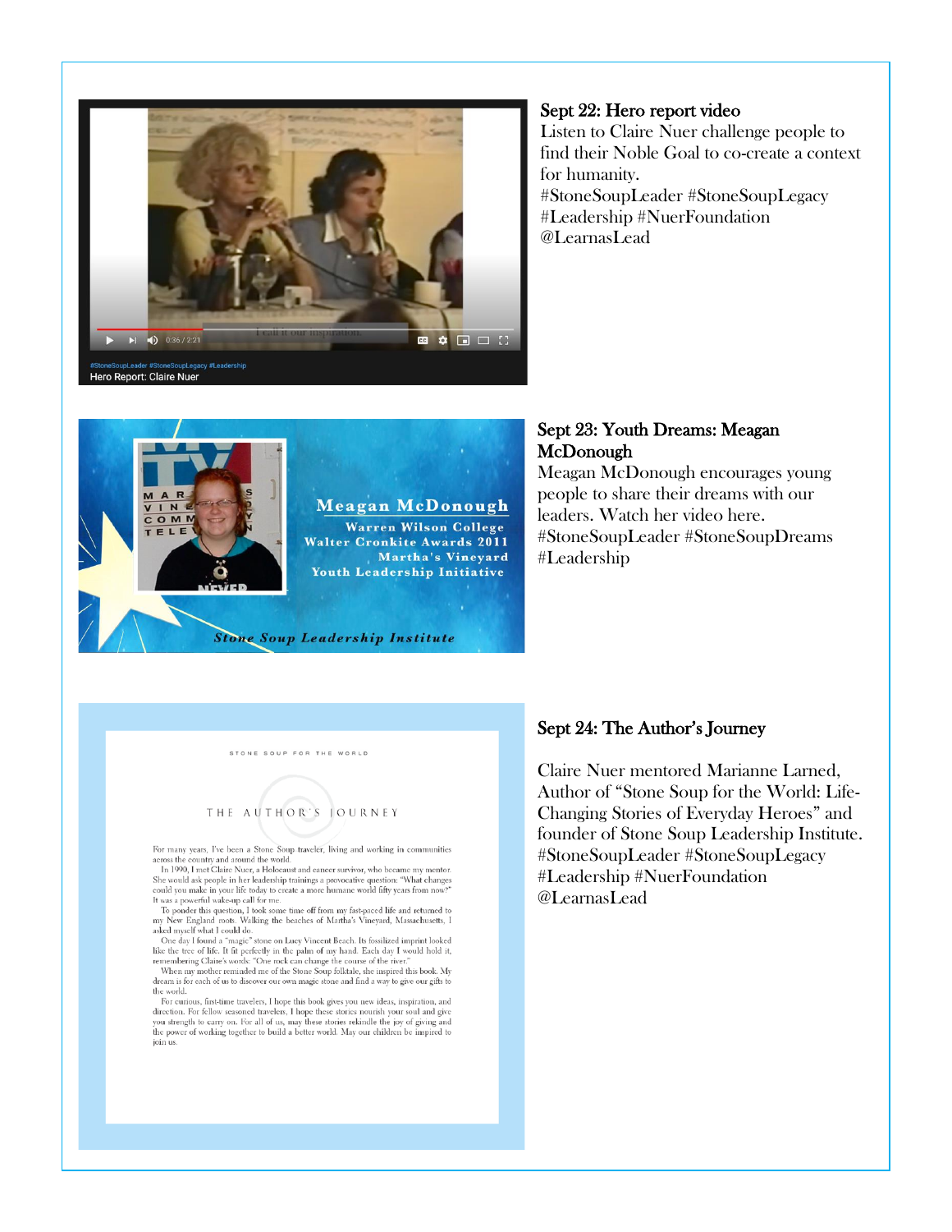**Sept 22: Hero report video**

Listen to Claire Nuer challenge people to find their Noble Goal to co-create a context for humanity.
#StoneSoupLeader #StoneSoupLegacy #Leadership #NuerFoundation @LearnasLead

**Sept 23: Youth Dreams: Meagan McDonough**

Meagan McDonough encourages young people to share their dreams with our leaders. Watch her video here.
#StoneSoupLeader #StoneSoupDreams #Leadership

**Sept 24: The Author's Journey**

Claire Nuer mentored Marianne Larned, Author of "Stone Soup for the World: Life-Changing Stories of Everyday Heroes" and founder of Stone Soup Leadership Institute.
#StoneSoupLeader #StoneSoupLegacy #Leadership #NuerFoundation @LearnasLead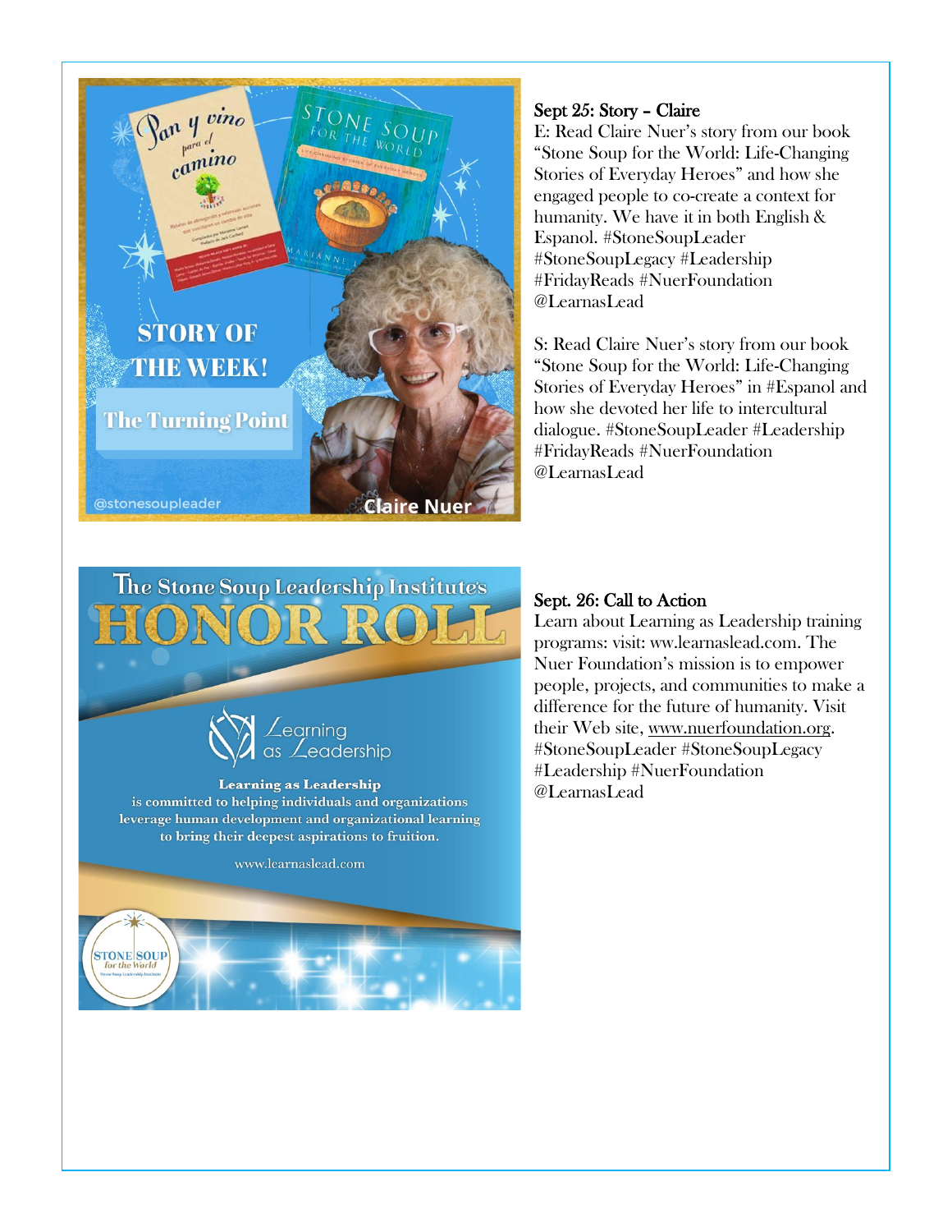**Sept 25: Story – Claire**

E: Read Claire Nuer's story from our book "Stone Soup for the World: Life-Changing Stories of Everyday Heroes" and how she engaged people to co-create a context for humanity. We have it in both English & Espanol. #StoneSoupLeader #StoneSoupLegacy #Leadership #FridayReads #NuerFoundation @LearnasLead

S: Read Claire Nuer's story from our book "Stone Soup for the World: Life-Changing Stories of Everyday Heroes" in #Espanol and how she devoted her life to intercultural dialogue. #StoneSoupLeader #Leadership #FridayReads #NuerFoundation @LearnasLead

**Sept. 26: Call to Action**

Learn about Learning as Leadership training programs: visit: ww.learnaslead.com. The Nuer Foundation's mission is to empower people, projects, and communities to make a difference for the future of humanity. Visit their Web site, www.nuerfoundation.org. #StoneSoupLeader #StoneSoupLegacy #Leadership #NuerFoundation @LearnasLead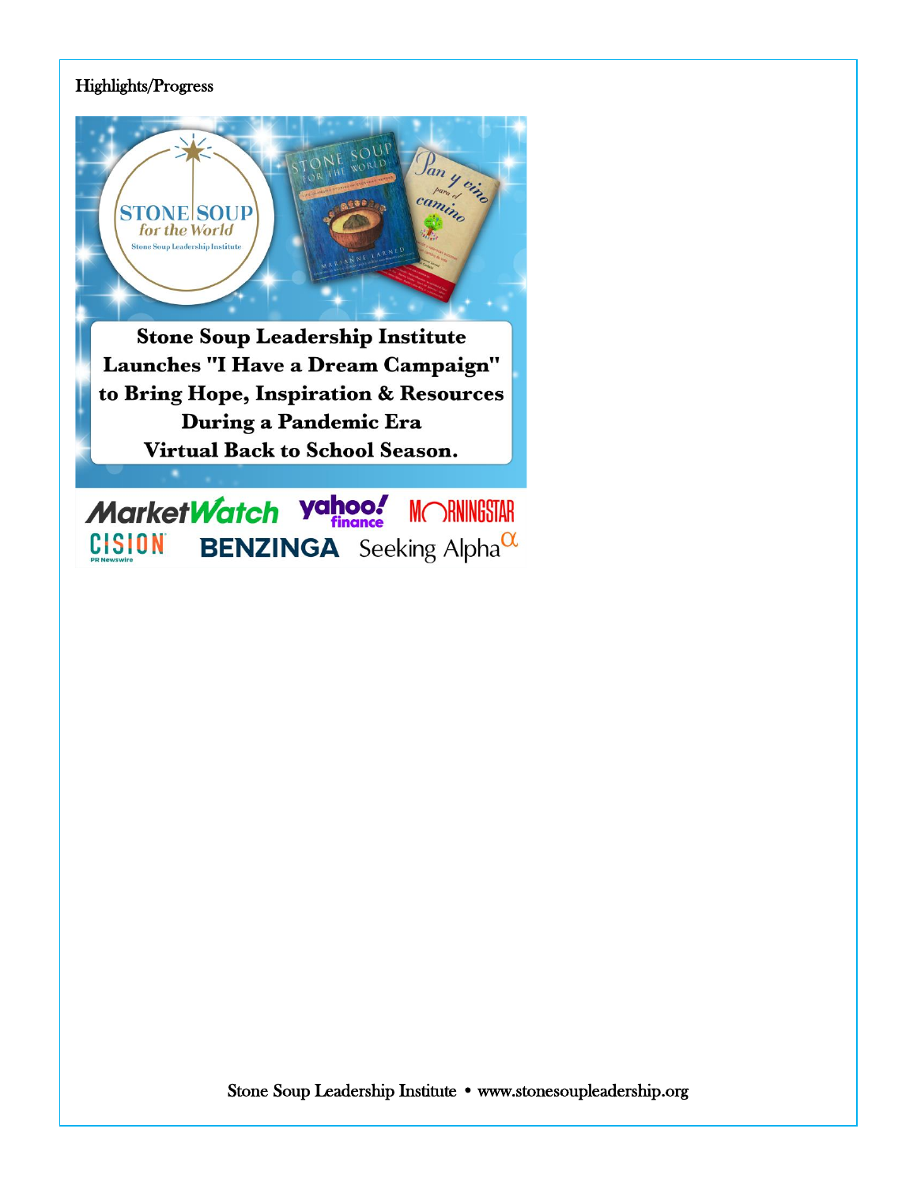Highlights/Progress

**Stone Soup Leadership Institute Launches "I Have a Dream Campaign" to Bring Hope, Inspiration & Resources During a Pandemic Era Virtual Back to School Season.**

MarketWatch | yahoo! finance | MORNINGSTAR | CISION PR Newswire | BENZINGA | Seeking Alpha